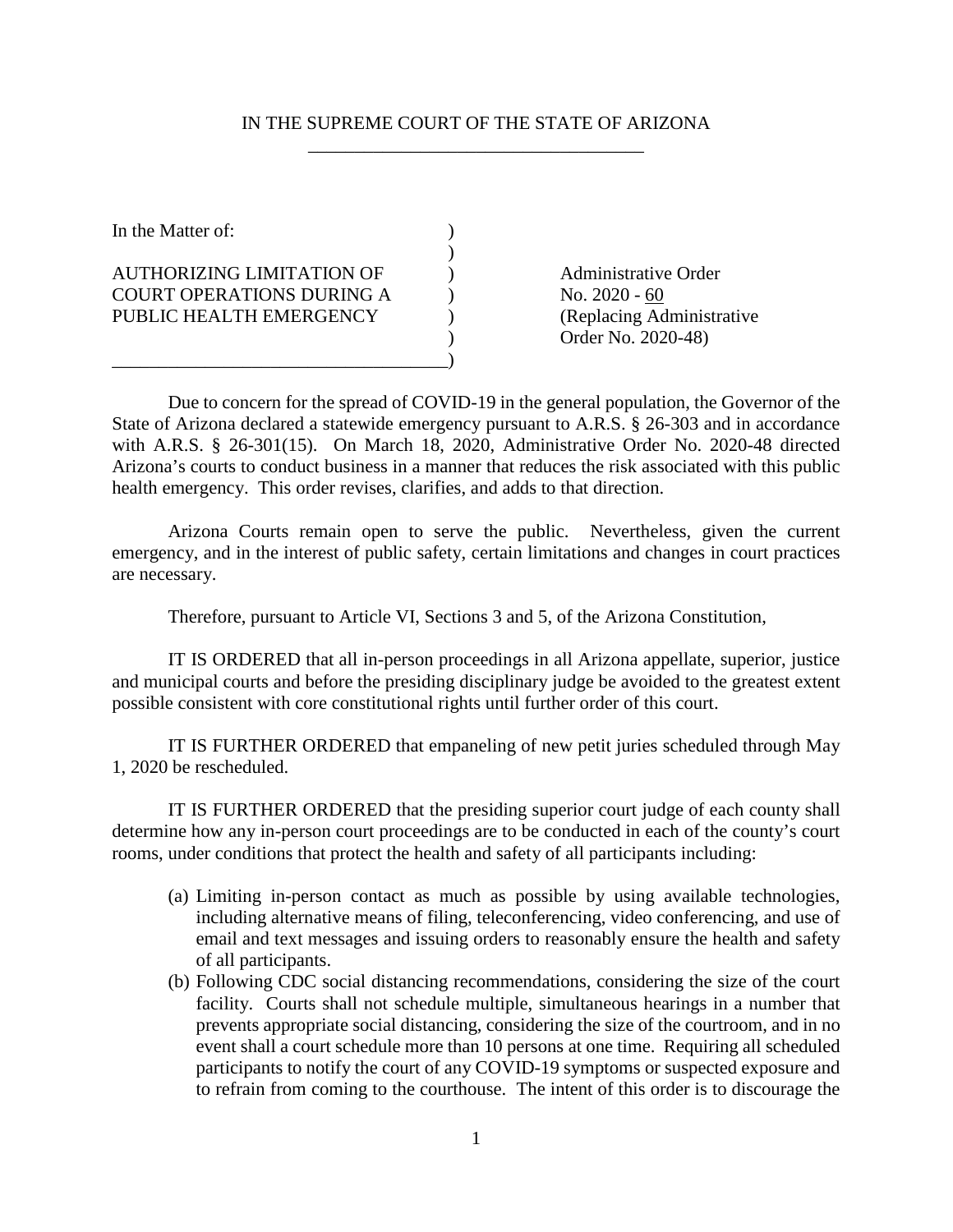IN THE SUPREME COURT OF THE STATE OF ARIZONA

In the Matter of:

AUTHORIZING LIMITATION OF COURT OPERATIONS DURING A PUBLIC HEALTH EMERGENCY

Administrative Order
No. 2020 - 60
(Replacing Administrative Order No. 2020-48)

Due to concern for the spread of COVID-19 in the general population, the Governor of the State of Arizona declared a statewide emergency pursuant to A.R.S. § 26-303 and in accordance with A.R.S. § 26-301(15). On March 18, 2020, Administrative Order No. 2020-48 directed Arizona's courts to conduct business in a manner that reduces the risk associated with this public health emergency. This order revises, clarifies, and adds to that direction.

Arizona Courts remain open to serve the public. Nevertheless, given the current emergency, and in the interest of public safety, certain limitations and changes in court practices are necessary.

Therefore, pursuant to Article VI, Sections 3 and 5, of the Arizona Constitution,

IT IS ORDERED that all in-person proceedings in all Arizona appellate, superior, justice and municipal courts and before the presiding disciplinary judge be avoided to the greatest extent possible consistent with core constitutional rights until further order of this court.

IT IS FURTHER ORDERED that empaneling of new petit juries scheduled through May 1, 2020 be rescheduled.

IT IS FURTHER ORDERED that the presiding superior court judge of each county shall determine how any in-person court proceedings are to be conducted in each of the county's court rooms, under conditions that protect the health and safety of all participants including:

(a) Limiting in-person contact as much as possible by using available technologies, including alternative means of filing, teleconferencing, video conferencing, and use of email and text messages and issuing orders to reasonably ensure the health and safety of all participants.
(b) Following CDC social distancing recommendations, considering the size of the court facility. Courts shall not schedule multiple, simultaneous hearings in a number that prevents appropriate social distancing, considering the size of the courtroom, and in no event shall a court schedule more than 10 persons at one time. Requiring all scheduled participants to notify the court of any COVID-19 symptoms or suspected exposure and to refrain from coming to the courthouse. The intent of this order is to discourage the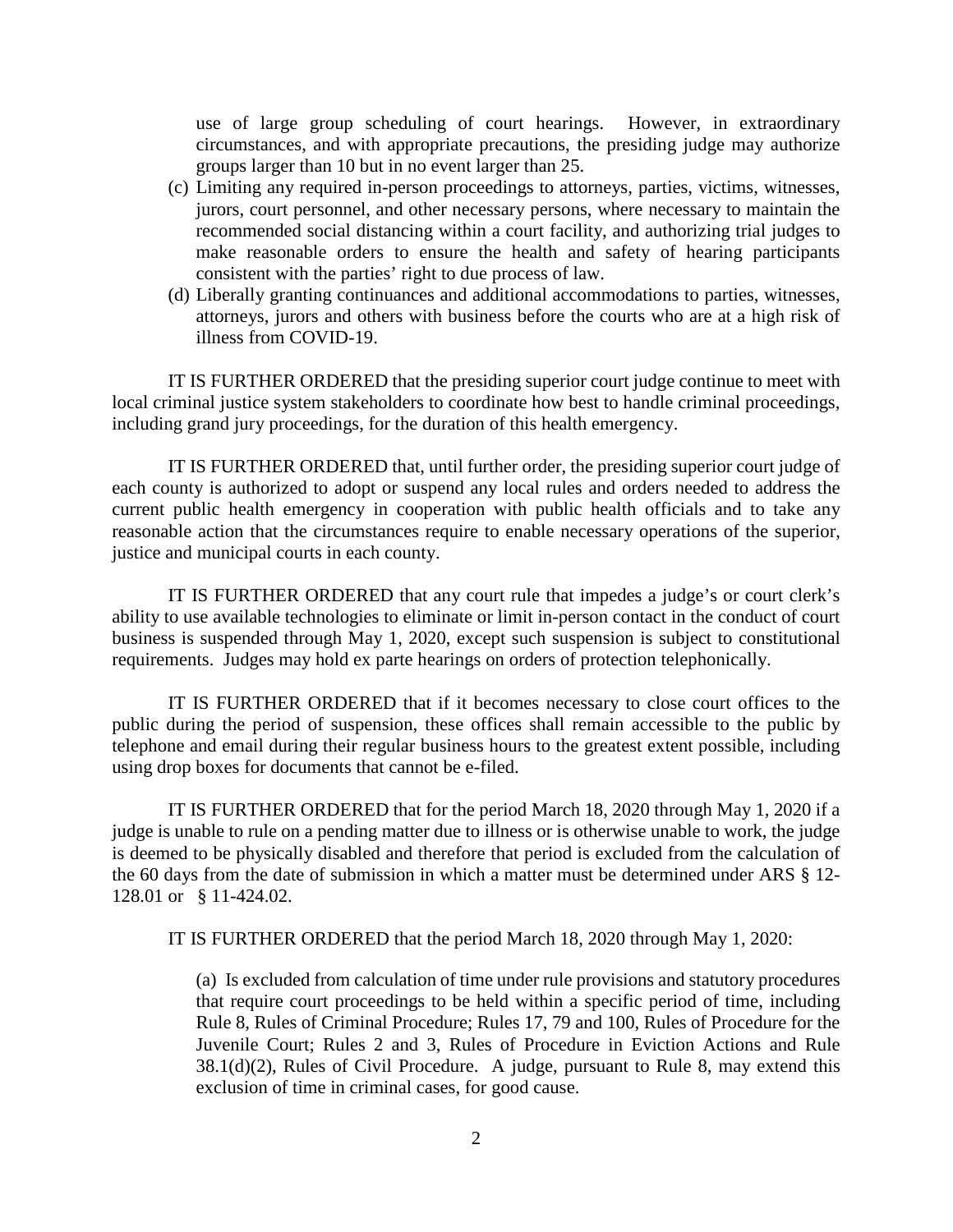use of large group scheduling of court hearings. However, in extraordinary circumstances, and with appropriate precautions, the presiding judge may authorize groups larger than 10 but in no event larger than 25.

(c) Limiting any required in-person proceedings to attorneys, parties, victims, witnesses, jurors, court personnel, and other necessary persons, where necessary to maintain the recommended social distancing within a court facility, and authorizing trial judges to make reasonable orders to ensure the health and safety of hearing participants consistent with the parties' right to due process of law.

(d) Liberally granting continuances and additional accommodations to parties, witnesses, attorneys, jurors and others with business before the courts who are at a high risk of illness from COVID-19.

IT IS FURTHER ORDERED that the presiding superior court judge continue to meet with local criminal justice system stakeholders to coordinate how best to handle criminal proceedings, including grand jury proceedings, for the duration of this health emergency.

IT IS FURTHER ORDERED that, until further order, the presiding superior court judge of each county is authorized to adopt or suspend any local rules and orders needed to address the current public health emergency in cooperation with public health officials and to take any reasonable action that the circumstances require to enable necessary operations of the superior, justice and municipal courts in each county.

IT IS FURTHER ORDERED that any court rule that impedes a judge's or court clerk's ability to use available technologies to eliminate or limit in-person contact in the conduct of court business is suspended through May 1, 2020, except such suspension is subject to constitutional requirements. Judges may hold ex parte hearings on orders of protection telephonically.

IT IS FURTHER ORDERED that if it becomes necessary to close court offices to the public during the period of suspension, these offices shall remain accessible to the public by telephone and email during their regular business hours to the greatest extent possible, including using drop boxes for documents that cannot be e-filed.

IT IS FURTHER ORDERED that for the period March 18, 2020 through May 1, 2020 if a judge is unable to rule on a pending matter due to illness or is otherwise unable to work, the judge is deemed to be physically disabled and therefore that period is excluded from the calculation of the 60 days from the date of submission in which a matter must be determined under ARS § 12-128.01 or § 11-424.02.

IT IS FURTHER ORDERED that the period March 18, 2020 through May 1, 2020:

(a) Is excluded from calculation of time under rule provisions and statutory procedures that require court proceedings to be held within a specific period of time, including Rule 8, Rules of Criminal Procedure; Rules 17, 79 and 100, Rules of Procedure for the Juvenile Court; Rules 2 and 3, Rules of Procedure in Eviction Actions and Rule 38.1(d)(2), Rules of Civil Procedure. A judge, pursuant to Rule 8, may extend this exclusion of time in criminal cases, for good cause.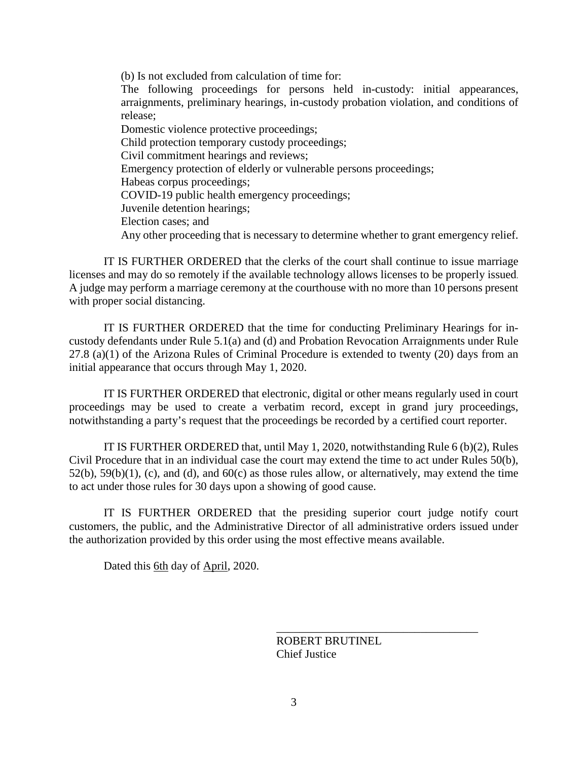(b) Is not excluded from calculation of time for:

The following proceedings for persons held in-custody: initial appearances, arraignments, preliminary hearings, in-custody probation violation, and conditions of release;

Domestic violence protective proceedings;

Child protection temporary custody proceedings;

Civil commitment hearings and reviews;

Emergency protection of elderly or vulnerable persons proceedings;

Habeas corpus proceedings;

COVID-19 public health emergency proceedings;

Juvenile detention hearings;

Election cases; and

Any other proceeding that is necessary to determine whether to grant emergency relief.

IT IS FURTHER ORDERED that the clerks of the court shall continue to issue marriage licenses and may do so remotely if the available technology allows licenses to be properly issued. A judge may perform a marriage ceremony at the courthouse with no more than 10 persons present with proper social distancing.

IT IS FURTHER ORDERED that the time for conducting Preliminary Hearings for in-custody defendants under Rule 5.1(a) and (d) and Probation Revocation Arraignments under Rule 27.8 (a)(1) of the Arizona Rules of Criminal Procedure is extended to twenty (20) days from an initial appearance that occurs through May 1, 2020.

IT IS FURTHER ORDERED that electronic, digital or other means regularly used in court proceedings may be used to create a verbatim record, except in grand jury proceedings, notwithstanding a party's request that the proceedings be recorded by a certified court reporter.

IT IS FURTHER ORDERED that, until May 1, 2020, notwithstanding Rule 6 (b)(2), Rules Civil Procedure that in an individual case the court may extend the time to act under Rules 50(b), 52(b), 59(b)(1), (c), and (d), and 60(c) as those rules allow, or alternatively, may extend the time to act under those rules for 30 days upon a showing of good cause.

IT IS FURTHER ORDERED that the presiding superior court judge notify court customers, the public, and the Administrative Director of all administrative orders issued under the authorization provided by this order using the most effective means available.

Dated this 6th day of April, 2020.

\_\_\_\_\_\_\_\_\_\_\_\_\_\_\_\_\_\_\_\_\_\_\_\_\_\_\_\_\_\_\_\_\_\_\_\_

ROBERT BRUTINEL
Chief Justice